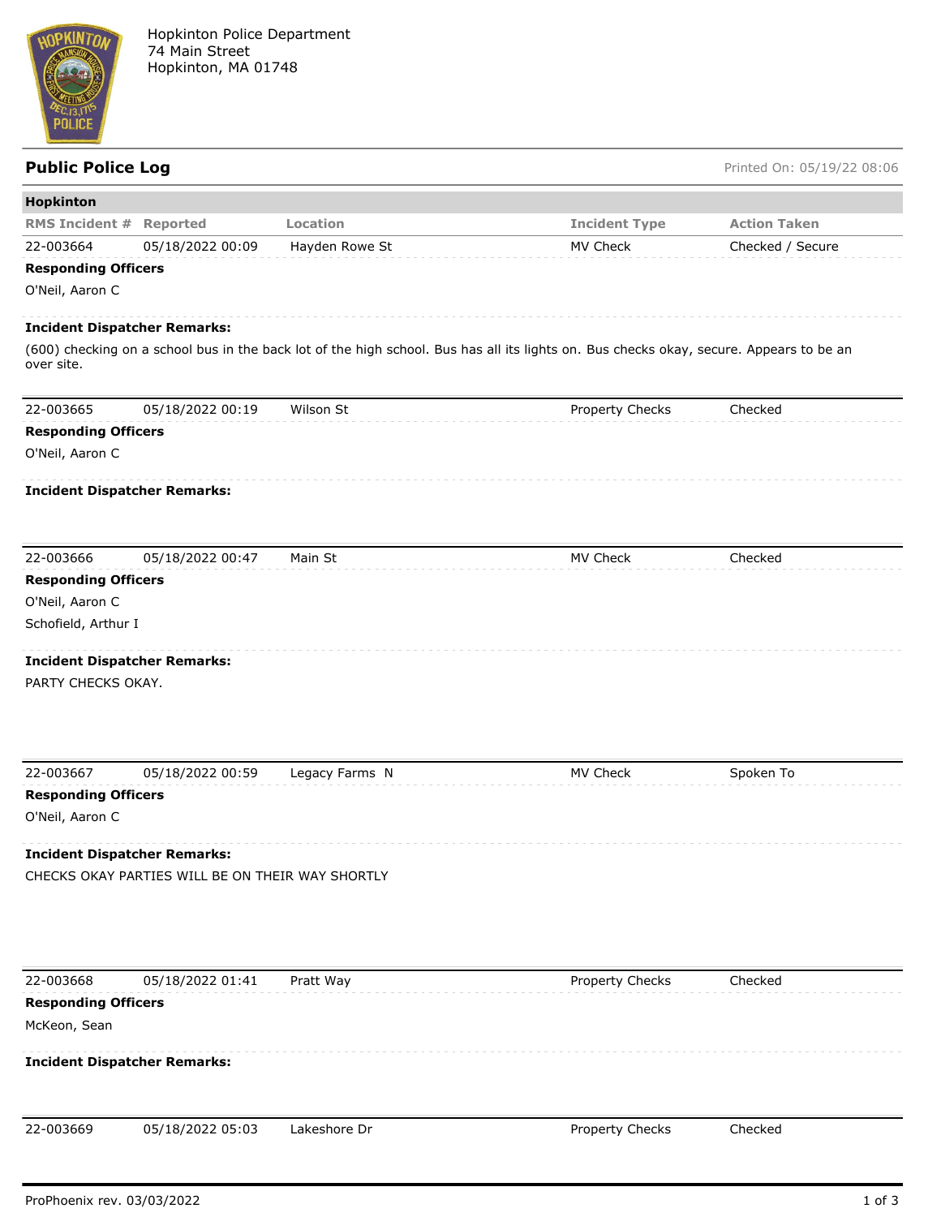Hopkinton Police Department
74 Main Street
Hopkinton, MA 01748

## Public Police Log

Printed On: 05/19/22 08:06

### Hopkinton

| RMS Incident # | Reported | Location | Incident Type | Action Taken |
|---|---|---|---|---|
| 22-003664 | 05/18/2022 00:09 | Hayden Rowe St | MV Check | Checked / Secure |

**Responding Officers**

O'Neil, Aaron C

**Incident Dispatcher Remarks:**

(600) checking on a school bus in the back lot of the high school. Bus has all its lights on. Bus checks okay, secure. Appears to be an over site.

| RMS Incident # | Reported | Location | Incident Type | Action Taken |
|---|---|---|---|---|
| 22-003665 | 05/18/2022 00:19 | Wilson St | Property Checks | Checked |

**Responding Officers**

O'Neil, Aaron C

**Incident Dispatcher Remarks:**

| RMS Incident # | Reported | Location | Incident Type | Action Taken |
|---|---|---|---|---|
| 22-003666 | 05/18/2022 00:47 | Main St | MV Check | Checked |

**Responding Officers**

O'Neil, Aaron C

Schofield, Arthur I

**Incident Dispatcher Remarks:**

PARTY CHECKS OKAY.

| RMS Incident # | Reported | Location | Incident Type | Action Taken |
|---|---|---|---|---|
| 22-003667 | 05/18/2022 00:59 | Legacy Farms N | MV Check | Spoken To |

**Responding Officers**

O'Neil, Aaron C

**Incident Dispatcher Remarks:**

CHECKS OKAY PARTIES WILL BE ON THEIR WAY SHORTLY

| RMS Incident # | Reported | Location | Incident Type | Action Taken |
|---|---|---|---|---|
| 22-003668 | 05/18/2022 01:41 | Pratt Way | Property Checks | Checked |

**Responding Officers**

McKeon, Sean

**Incident Dispatcher Remarks:**

| RMS Incident # | Reported | Location | Incident Type | Action Taken |
|---|---|---|---|---|
| 22-003669 | 05/18/2022 05:03 | Lakeshore Dr | Property Checks | Checked |

ProPhoenix rev. 03/03/2022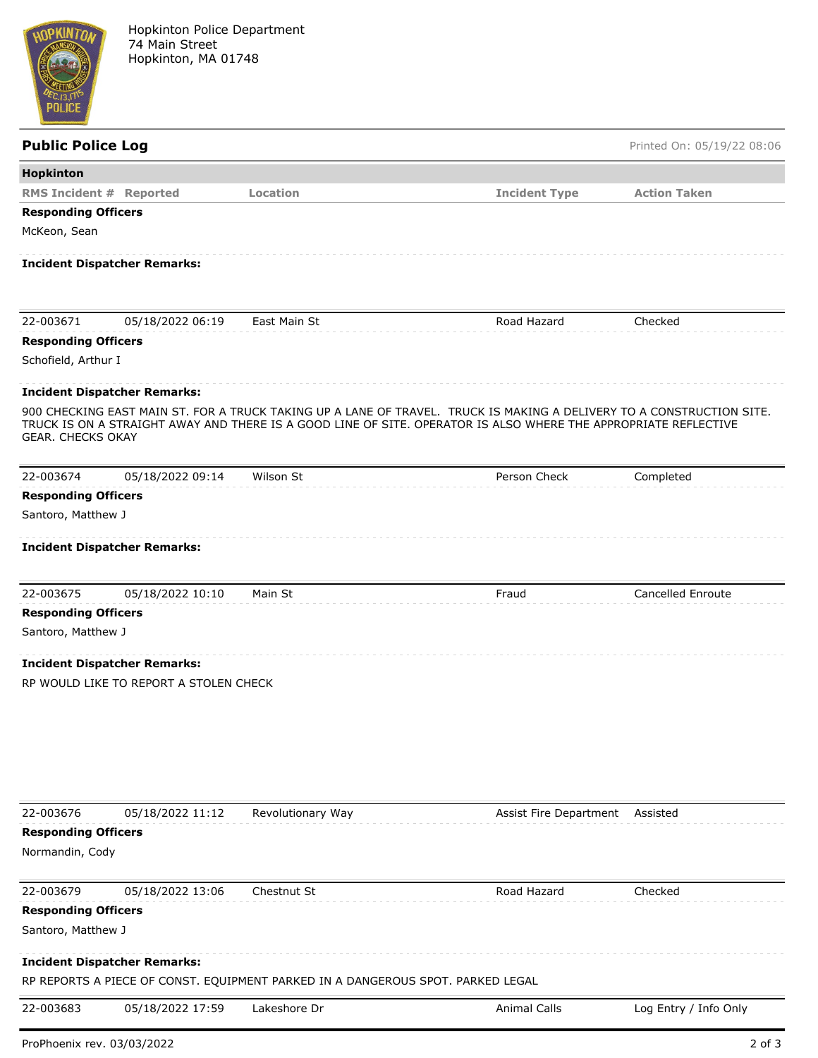Hopkinton Police Department
74 Main Street
Hopkinton, MA 01748

## Public Police Log

Printed On: 05/19/22 08:06

**Hopkinton**

| RMS Incident # | Reported | Location | Incident Type | Action Taken |
|---|---|---|---|---|

**Responding Officers**

McKeon, Sean

**Incident Dispatcher Remarks:**

---

| 22-003671 | 05/18/2022 06:19 | East Main St | Road Hazard | Checked |
|---|---|---|---|---|

**Responding Officers**

Schofield, Arthur I

**Incident Dispatcher Remarks:**

900 CHECKING EAST MAIN ST. FOR A TRUCK TAKING UP A LANE OF TRAVEL. TRUCK IS MAKING A DELIVERY TO A CONSTRUCTION SITE. TRUCK IS ON A STRAIGHT AWAY AND THERE IS A GOOD LINE OF SITE. OPERATOR IS ALSO WHERE THE APPROPRIATE REFLECTIVE GEAR. CHECKS OKAY

---

| 22-003674 | 05/18/2022 09:14 | Wilson St | Person Check | Completed |
|---|---|---|---|---|

**Responding Officers**

Santoro, Matthew J

**Incident Dispatcher Remarks:**

---

| 22-003675 | 05/18/2022 10:10 | Main St | Fraud | Cancelled Enroute |
|---|---|---|---|---|

**Responding Officers**

Santoro, Matthew J

**Incident Dispatcher Remarks:**

RP WOULD LIKE TO REPORT A STOLEN CHECK

---

| 22-003676 | 05/18/2022 11:12 | Revolutionary Way | Assist Fire Department | Assisted |
|---|---|---|---|---|

**Responding Officers**

Normandin, Cody

---

| 22-003679 | 05/18/2022 13:06 | Chestnut St | Road Hazard | Checked |
|---|---|---|---|---|

**Responding Officers**

Santoro, Matthew J

**Incident Dispatcher Remarks:**

RP REPORTS A PIECE OF CONST. EQUIPMENT PARKED IN A DANGEROUS SPOT. PARKED LEGAL

---

| 22-003683 | 05/18/2022 17:59 | Lakeshore Dr | Animal Calls | Log Entry / Info Only |
|---|---|---|---|---|

ProPhoenix rev. 03/03/2022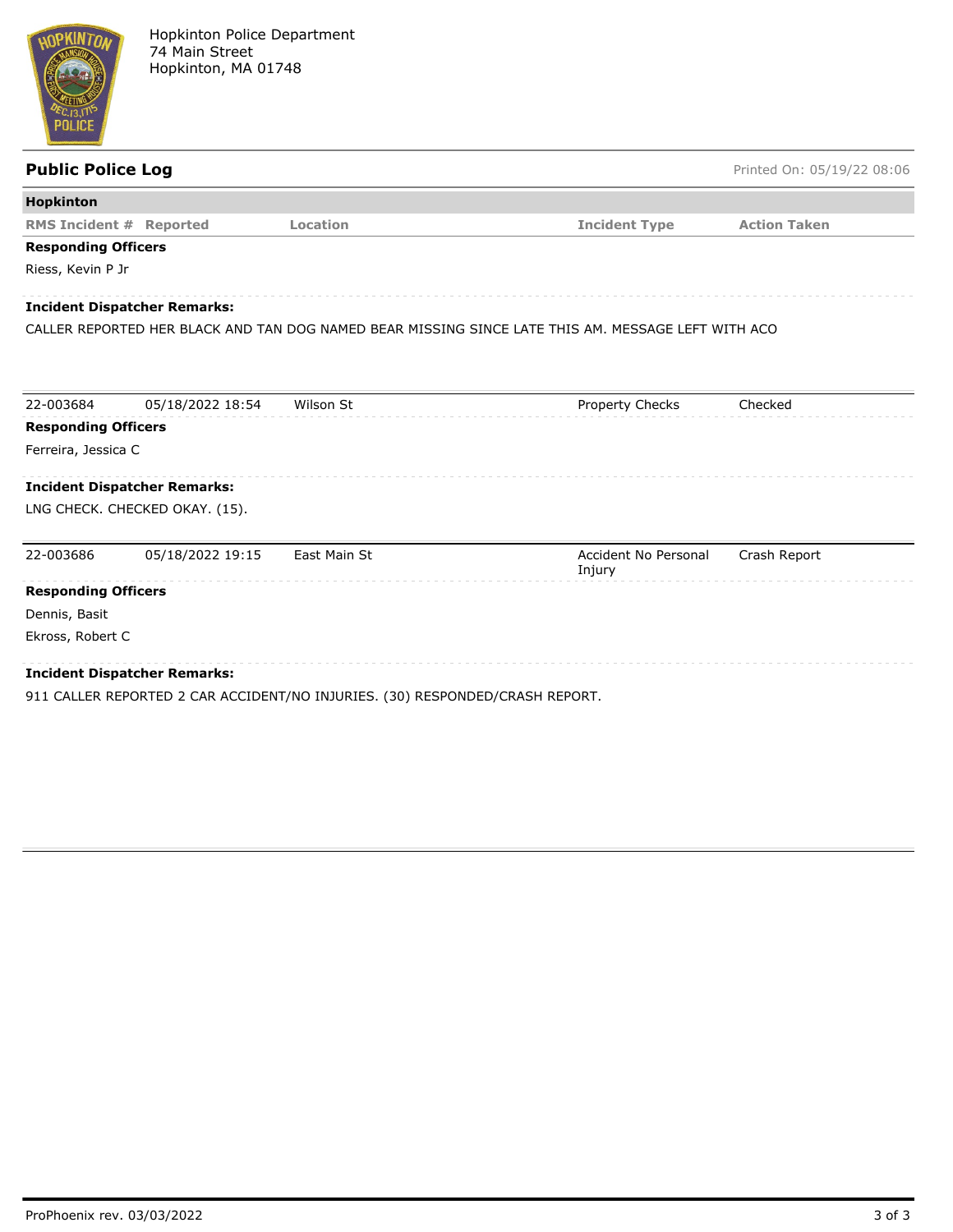Hopkinton Police Department
74 Main Street
Hopkinton, MA 01748

## Public Police Log

Printed On: 05/19/22 08:06

### Hopkinton

| RMS Incident # | Reported | Location | Incident Type | Action Taken |
|---|---|---|---|---|

**Responding Officers**

Riess, Kevin P Jr

**Incident Dispatcher Remarks:**

CALLER REPORTED HER BLACK AND TAN DOG NAMED BEAR MISSING SINCE LATE THIS AM. MESSAGE LEFT WITH ACO

| RMS Incident # | Reported | Location | Incident Type | Action Taken |
|---|---|---|---|---|
| 22-003684 | 05/18/2022 18:54 | Wilson St | Property Checks | Checked |

**Responding Officers**

Ferreira, Jessica C

**Incident Dispatcher Remarks:**

LNG CHECK. CHECKED OKAY. (15).

| RMS Incident # | Reported | Location | Incident Type | Action Taken |
|---|---|---|---|---|
| 22-003686 | 05/18/2022 19:15 | East Main St | Accident No Personal Injury | Crash Report |

**Responding Officers**

Dennis, Basit

Ekross, Robert C

**Incident Dispatcher Remarks:**

911 CALLER REPORTED 2 CAR ACCIDENT/NO INJURIES. (30) RESPONDED/CRASH REPORT.

ProPhoenix rev. 03/03/2022